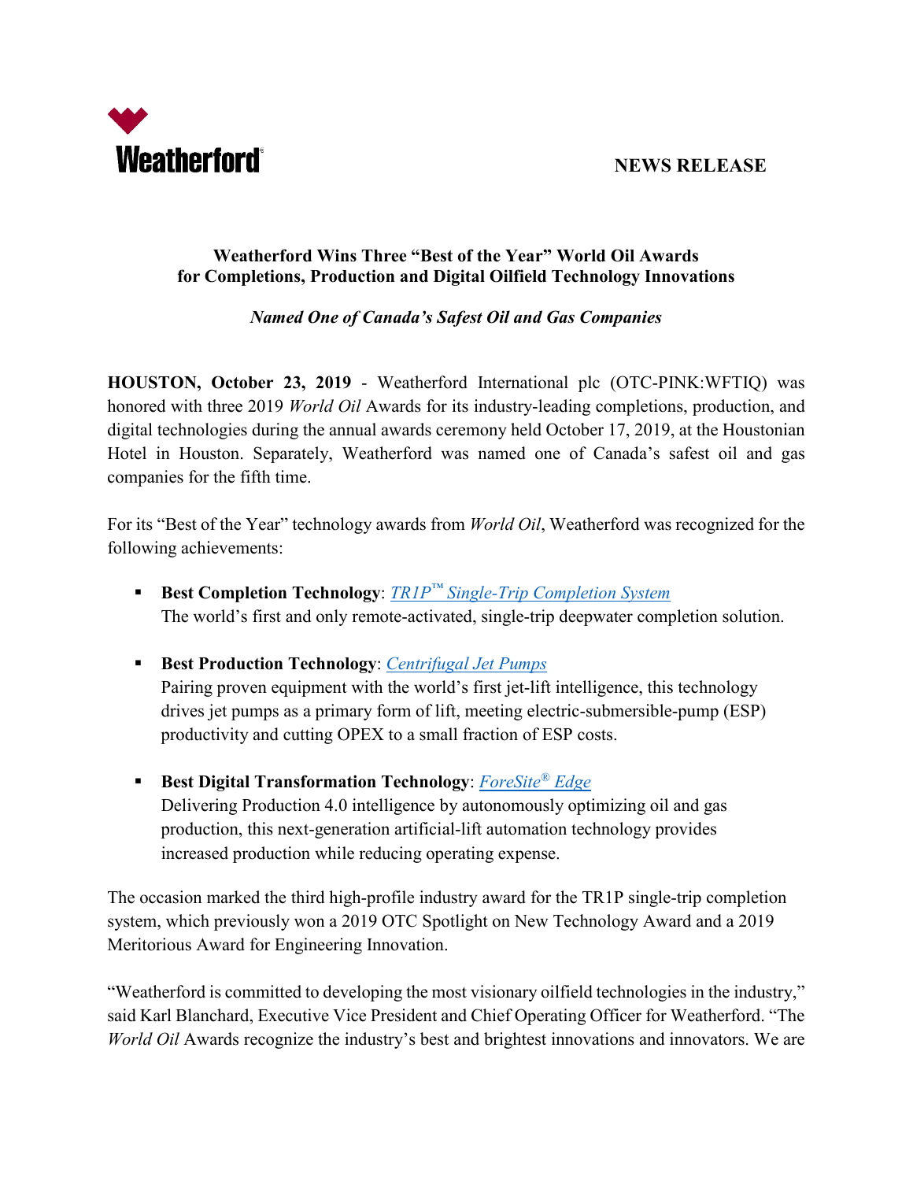Weatherford

NEWS RELEASE

# Weatherford Wins Three "Best of the Year" World Oil Awards for Completions, Production and Digital Oilfield Technology Innovations

*Named One of Canada's Safest Oil and Gas Companies*

**HOUSTON, October 23, 2019** - Weatherford International plc (OTC-PINK:WFTIQ) was honored with three 2019 *World Oil* Awards for its industry-leading completions, production, and digital technologies during the annual awards ceremony held October 17, 2019, at the Houstonian Hotel in Houston. Separately, Weatherford was named one of Canada's safest oil and gas companies for the fifth time.

For its "Best of the Year" technology awards from *World Oil*, Weatherford was recognized for the following achievements:

- **Best Completion Technology**: *TR1P™ Single-Trip Completion System*
  The world's first and only remote-activated, single-trip deepwater completion solution.

- **Best Production Technology**: *Centrifugal Jet Pumps*
  Pairing proven equipment with the world's first jet-lift intelligence, this technology drives jet pumps as a primary form of lift, meeting electric-submersible-pump (ESP) productivity and cutting OPEX to a small fraction of ESP costs.

- **Best Digital Transformation Technology**: *ForeSite® Edge*
  Delivering Production 4.0 intelligence by autonomously optimizing oil and gas production, this next-generation artificial-lift automation technology provides increased production while reducing operating expense.

The occasion marked the third high-profile industry award for the TR1P single-trip completion system, which previously won a 2019 OTC Spotlight on New Technology Award and a 2019 Meritorious Award for Engineering Innovation.

"Weatherford is committed to developing the most visionary oilfield technologies in the industry," said Karl Blanchard, Executive Vice President and Chief Operating Officer for Weatherford. "The *World Oil* Awards recognize the industry's best and brightest innovations and innovators. We are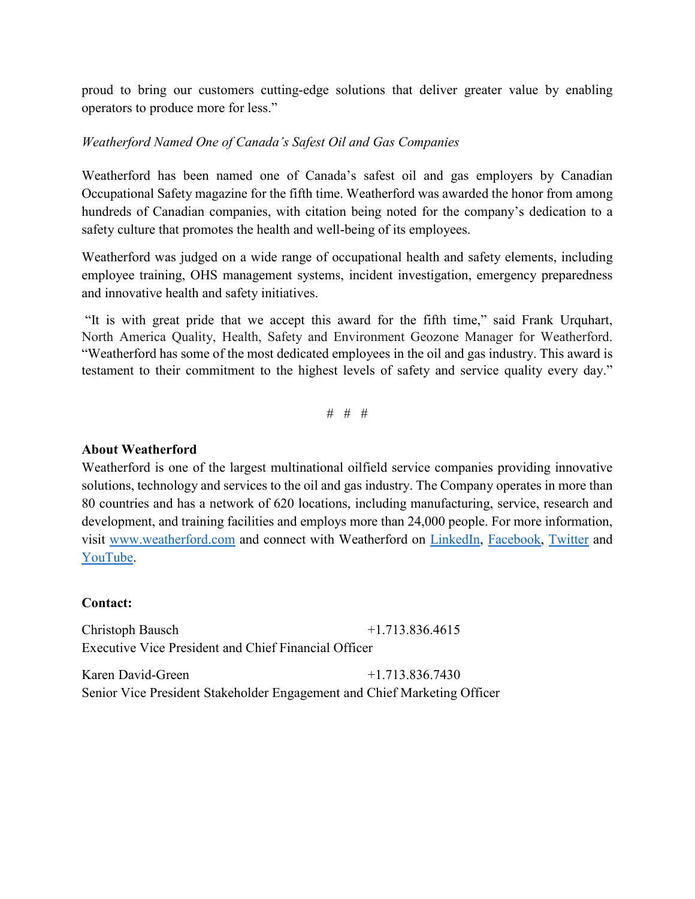proud to bring our customers cutting-edge solutions that deliver greater value by enabling operators to produce more for less."

*Weatherford Named One of Canada's Safest Oil and Gas Companies*

Weatherford has been named one of Canada's safest oil and gas employers by Canadian Occupational Safety magazine for the fifth time. Weatherford was awarded the honor from among hundreds of Canadian companies, with citation being noted for the company's dedication to a safety culture that promotes the health and well-being of its employees.

Weatherford was judged on a wide range of occupational health and safety elements, including employee training, OHS management systems, incident investigation, emergency preparedness and innovative health and safety initiatives.

"It is with great pride that we accept this award for the fifth time," said Frank Urquhart, North America Quality, Health, Safety and Environment Geozone Manager for Weatherford. "Weatherford has some of the most dedicated employees in the oil and gas industry. This award is testament to their commitment to the highest levels of safety and service quality every day."

# # #

**About Weatherford**

Weatherford is one of the largest multinational oilfield service companies providing innovative solutions, technology and services to the oil and gas industry. The Company operates in more than 80 countries and has a network of 620 locations, including manufacturing, service, research and development, and training facilities and employs more than 24,000 people. For more information, visit [www.weatherford.com](http://www.weatherford.com) and connect with Weatherford on [LinkedIn](), [Facebook](), [Twitter]() and [YouTube]().

**Contact:**

Christoph Bausch +1.713.836.4615
Executive Vice President and Chief Financial Officer

Karen David-Green +1.713.836.7430
Senior Vice President Stakeholder Engagement and Chief Marketing Officer